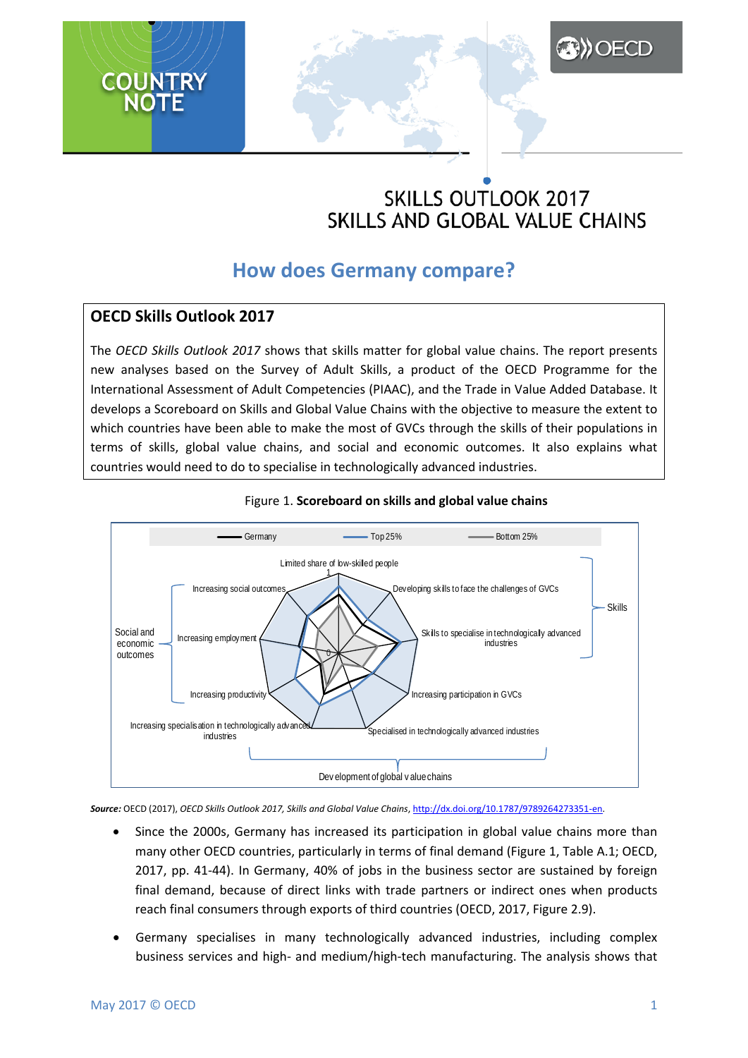# SKILLS OUTLOOK 2017
# SKILLS AND GLOBAL VALUE CHAINS

## How does Germany compare?

### OECD Skills Outlook 2017

The *OECD Skills Outlook 2017* shows that skills matter for global value chains. The report presents new analyses based on the Survey of Adult Skills, a product of the OECD Programme for the International Assessment of Adult Competencies (PIAAC), and the Trade in Value Added Database. It develops a Scoreboard on Skills and Global Value Chains with the objective to measure the extent to which countries have been able to make the most of GVCs through the skills of their populations in terms of skills, global value chains, and social and economic outcomes. It also explains what countries would need to do to specialise in technologically advanced industries.

Figure 1. **Scoreboard on skills and global value chains**

***Source:*** OECD (2017), *OECD Skills Outlook 2017, Skills and Global Value Chains*, http://dx.doi.org/10.1787/9789264273351-en.

- Since the 2000s, Germany has increased its participation in global value chains more than many other OECD countries, particularly in terms of final demand (Figure 1, Table A.1; OECD, 2017, pp. 41-44). In Germany, 40% of jobs in the business sector are sustained by foreign final demand, because of direct links with trade partners or indirect ones when products reach final consumers through exports of third countries (OECD, 2017, Figure 2.9).
- Germany specialises in many technologically advanced industries, including complex business services and high- and medium/high-tech manufacturing. The analysis shows that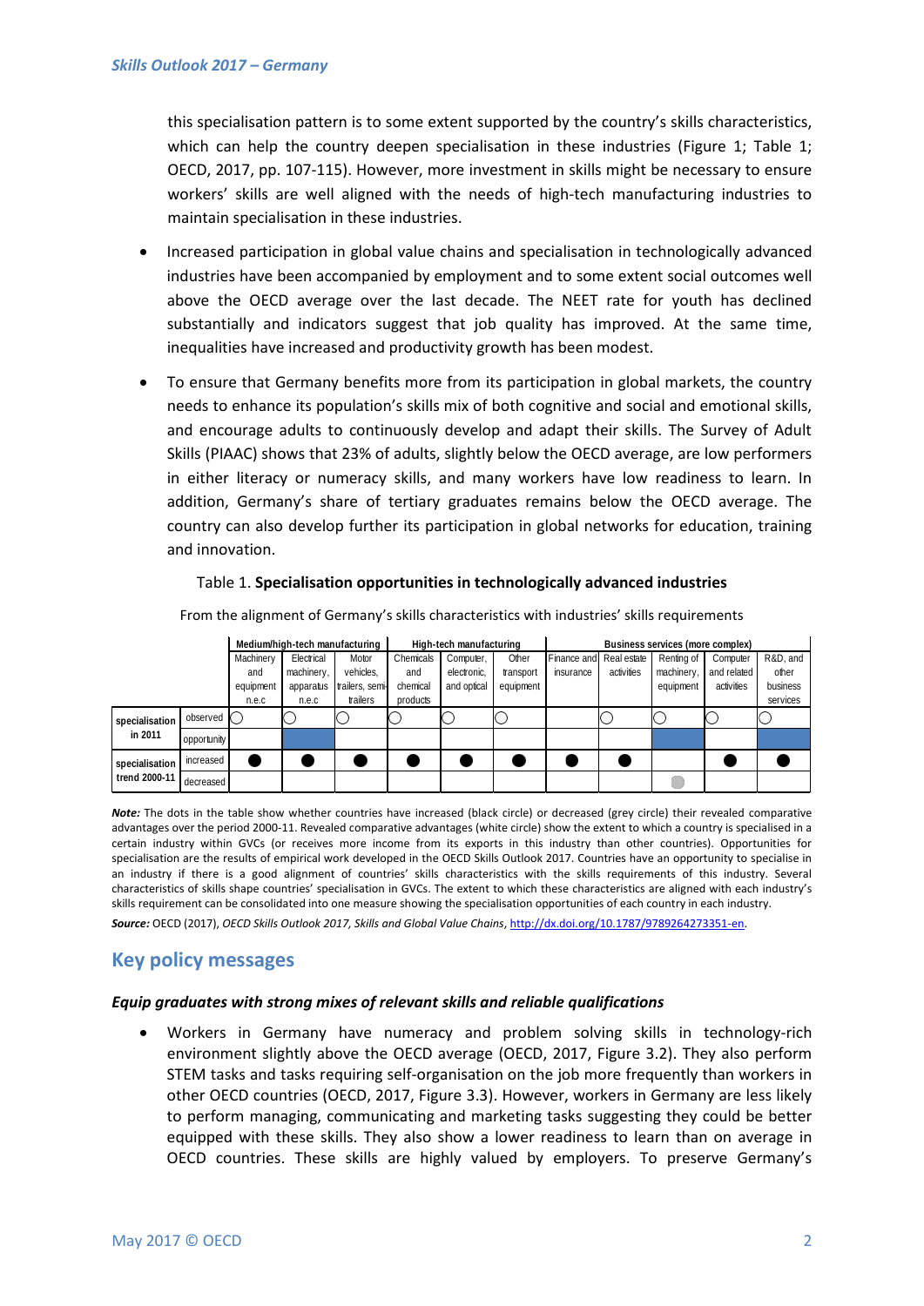this specialisation pattern is to some extent supported by the country's skills characteristics, which can help the country deepen specialisation in these industries (Figure 1; Table 1; OECD, 2017, pp. 107-115). However, more investment in skills might be necessary to ensure workers' skills are well aligned with the needs of high-tech manufacturing industries to maintain specialisation in these industries.

- Increased participation in global value chains and specialisation in technologically advanced industries have been accompanied by employment and to some extent social outcomes well above the OECD average over the last decade. The NEET rate for youth has declined substantially and indicators suggest that job quality has improved. At the same time, inequalities have increased and productivity growth has been modest.

- To ensure that Germany benefits more from its participation in global markets, the country needs to enhance its population's skills mix of both cognitive and social and emotional skills, and encourage adults to continuously develop and adapt their skills. The Survey of Adult Skills (PIAAC) shows that 23% of adults, slightly below the OECD average, are low performers in either literacy or numeracy skills, and many workers have low readiness to learn. In addition, Germany's share of tertiary graduates remains below the OECD average. The country can also develop further its participation in global networks for education, training and innovation.

Table 1. **Specialisation opportunities in technologically advanced industries**

From the alignment of Germany's skills characteristics with industries' skills requirements

| | | Medium/high-tech manufacturing | | | High-tech manufacturing | | | Business services (more complex) | | | | |
|---|---|---|---|---|---|---|---|---|---|---|---|---|
| | | Machinery and equipment n.e.c | Electrical machinery, apparatus n.e.c | Motor vehicles, trailers, semi-trailers | Chemicals and chemical products | Computer, electronic, and optical | Other transport equipment | Finance and insurance | Real estate activities | Renting of machinery, equipment | Computer and related activities | R&D, and other business services |
| specialisation in 2011 | observed | ○ | ○ | ○ | ○ | ○ | ○ | | ○ | ○ | ○ | ○ |
| | opportunity | | ■ | | | | | | | ■ | | ■ |
| specialisation trend 2000-11 | increased | ● | ● | ● | ● | ● | ● | ● | ● | | ● | ● |
| | decreased | | | | | | | | | ● (grey) | | |

***Note:*** The dots in the table show whether countries have increased (black circle) or decreased (grey circle) their revealed comparative advantages over the period 2000-11. Revealed comparative advantages (white circle) show the extent to which a country is specialised in a certain industry within GVCs (or receives more income from its exports in this industry than other countries). Opportunities for specialisation are the results of empirical work developed in the OECD Skills Outlook 2017. Countries have an opportunity to specialise in an industry if there is a good alignment of countries' skills characteristics with the skills requirements of this industry. Several characteristics of skills shape countries' specialisation in GVCs. The extent to which these characteristics are aligned with each industry's skills requirement can be consolidated into one measure showing the specialisation opportunities of each country in each industry.

***Source:*** OECD (2017), *OECD Skills Outlook 2017, Skills and Global Value Chains*, http://dx.doi.org/10.1787/9789264273351-en.

## Key policy messages

### *Equip graduates with strong mixes of relevant skills and reliable qualifications*

- Workers in Germany have numeracy and problem solving skills in technology-rich environment slightly above the OECD average (OECD, 2017, Figure 3.2). They also perform STEM tasks and tasks requiring self-organisation on the job more frequently than workers in other OECD countries (OECD, 2017, Figure 3.3). However, workers in Germany are less likely to perform managing, communicating and marketing tasks suggesting they could be better equipped with these skills. They also show a lower readiness to learn than on average in OECD countries. These skills are highly valued by employers. To preserve Germany's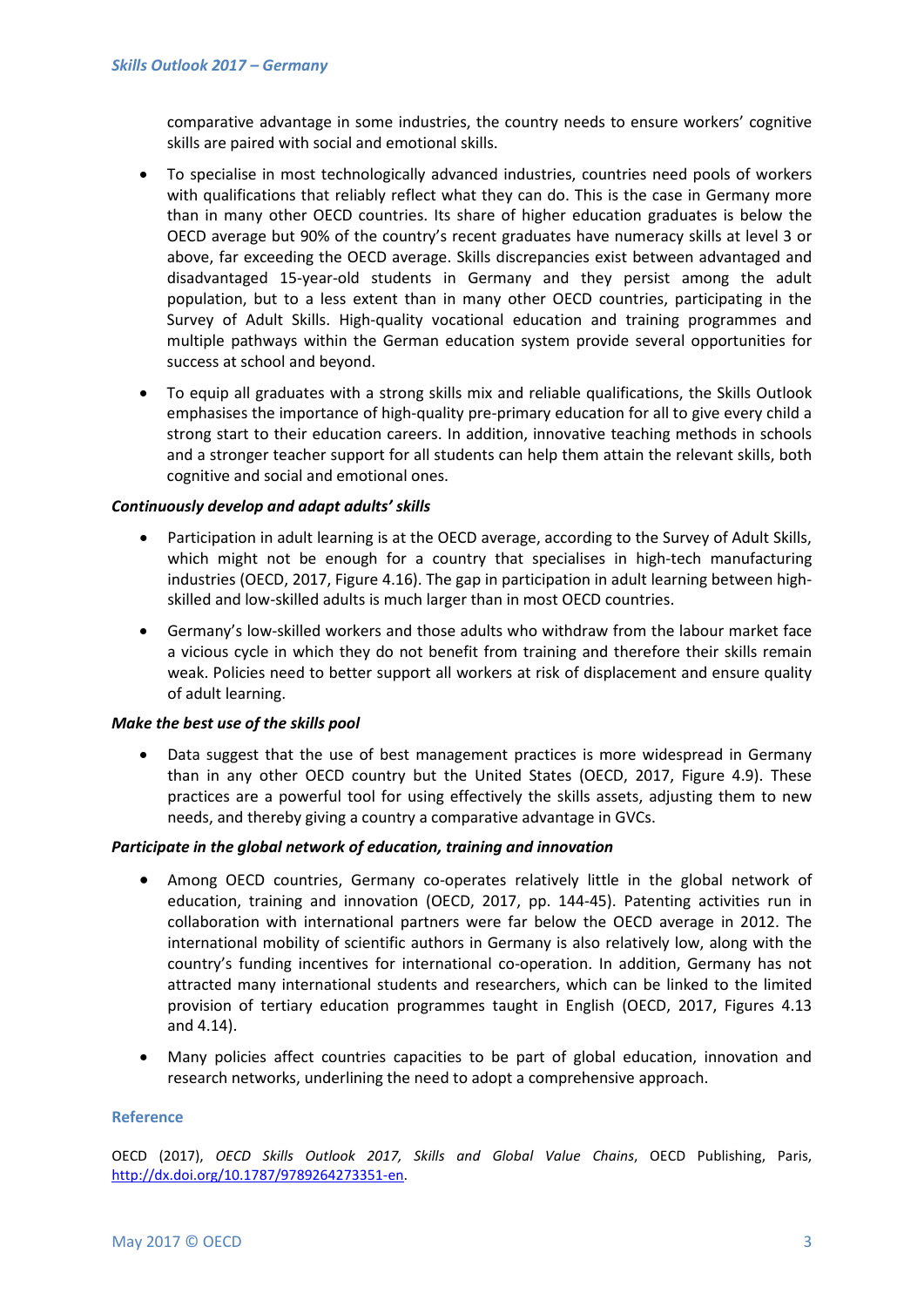comparative advantage in some industries, the country needs to ensure workers' cognitive skills are paired with social and emotional skills.

- To specialise in most technologically advanced industries, countries need pools of workers with qualifications that reliably reflect what they can do. This is the case in Germany more than in many other OECD countries. Its share of higher education graduates is below the OECD average but 90% of the country's recent graduates have numeracy skills at level 3 or above, far exceeding the OECD average. Skills discrepancies exist between advantaged and disadvantaged 15-year-old students in Germany and they persist among the adult population, but to a less extent than in many other OECD countries, participating in the Survey of Adult Skills. High-quality vocational education and training programmes and multiple pathways within the German education system provide several opportunities for success at school and beyond.
- To equip all graduates with a strong skills mix and reliable qualifications, the Skills Outlook emphasises the importance of high-quality pre-primary education for all to give every child a strong start to their education careers. In addition, innovative teaching methods in schools and a stronger teacher support for all students can help them attain the relevant skills, both cognitive and social and emotional ones.

***Continuously develop and adapt adults' skills***

- Participation in adult learning is at the OECD average, according to the Survey of Adult Skills, which might not be enough for a country that specialises in high-tech manufacturing industries (OECD, 2017, Figure 4.16). The gap in participation in adult learning between high-skilled and low-skilled adults is much larger than in most OECD countries.
- Germany's low-skilled workers and those adults who withdraw from the labour market face a vicious cycle in which they do not benefit from training and therefore their skills remain weak. Policies need to better support all workers at risk of displacement and ensure quality of adult learning.

***Make the best use of the skills pool***

- Data suggest that the use of best management practices is more widespread in Germany than in any other OECD country but the United States (OECD, 2017, Figure 4.9). These practices are a powerful tool for using effectively the skills assets, adjusting them to new needs, and thereby giving a country a comparative advantage in GVCs.

***Participate in the global network of education, training and innovation***

- Among OECD countries, Germany co-operates relatively little in the global network of education, training and innovation (OECD, 2017, pp. 144-45). Patenting activities run in collaboration with international partners were far below the OECD average in 2012. The international mobility of scientific authors in Germany is also relatively low, along with the country's funding incentives for international co-operation. In addition, Germany has not attracted many international students and researchers, which can be linked to the limited provision of tertiary education programmes taught in English (OECD, 2017, Figures 4.13 and 4.14).
- Many policies affect countries capacities to be part of global education, innovation and research networks, underlining the need to adopt a comprehensive approach.

## Reference

OECD (2017), *OECD Skills Outlook 2017, Skills and Global Value Chains*, OECD Publishing, Paris, http://dx.doi.org/10.1787/9789264273351-en.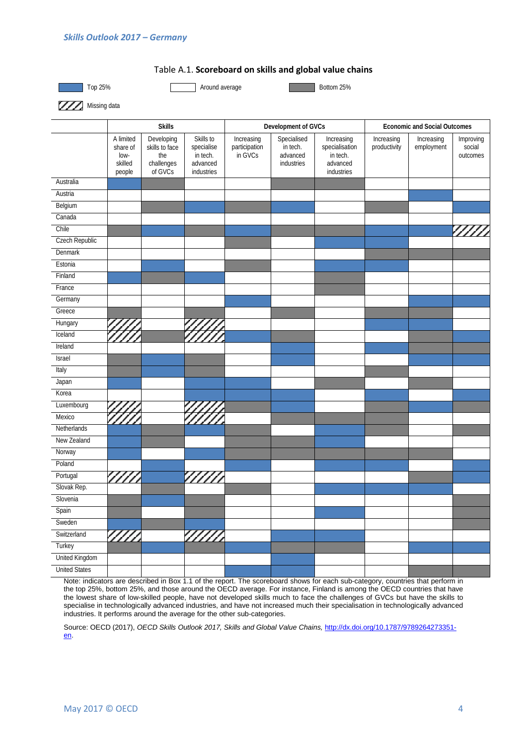## Table A.1. **Scoreboard on skills and global value chains**

Legend: Top 25% | Around average | Bottom 25% | Missing data

| | Skills | | | Development of GVCs | | | Economic and Social Outcomes | | |
|---|---|---|---|---|---|---|---|---|---|
| | A limited share of low-skilled people | Developing skills to face the challenges of GVCs | Skills to specialise in tech. advanced industries | Increasing participation in GVCs | Specialised in tech. advanced industries | Increasing specialisation in tech. advanced industries | Increasing productivity | Increasing employment | Improving social outcomes |
| Australia | Top 25% | Bottom 25% | Around average | Around average | Bottom 25% | Bottom 25% | Around average | Around average | Around average |
| Austria | Around average | Around average | Around average | Around average | Around average | Around average | Around average | Top 25% | Around average |
| Belgium | Around average | Bottom 25% | Top 25% | Bottom 25% | Top 25% | Around average | Bottom 25% | Around average | Top 25% |
| Canada | Around average | Around average | Around average | Around average | Around average | Around average | Around average | Around average | Around average |
| Chile | Bottom 25% | Top 25% | Bottom 25% | Top 25% | Bottom 25% | Bottom 25% | Top 25% | Top 25% | Missing data |
| Czech Republic | Around average | Around average | Around average | Bottom 25% | Around average | Top 25% | Top 25% | Around average | Around average |
| Denmark | Around average | Around average | Around average | Around average | Around average | Around average | Bottom 25% | Bottom 25% | Bottom 25% |
| Estonia | Around average | Top 25% | Around average | Bottom 25% | Around average | Top 25% | Top 25% | Around average | Around average |
| Finland | Top 25% | Bottom 25% | Top 25% | Around average | Around average | Bottom 25% | Around average | Around average | Around average |
| France | Around average | Around average | Around average | Around average | Around average | Bottom 25% | Around average | Around average | Around average |
| Germany | Around average | Around average | Around average | Top 25% | Around average | Around average | Around average | Top 25% | Top 25% |
| Greece | Bottom 25% | Around average | Bottom 25% | Around average | Bottom 25% | Around average | Bottom 25% | Bottom 25% | Around average |
| Hungary | Missing data | Around average | Missing data | Around average | Around average | Around average | Top 25% | Top 25% | Around average |
| Iceland | Missing data | Bottom 25% | Missing data | Top 25% | Bottom 25% | Around average | Around average | Bottom 25% | Top 25% |
| Ireland | Around average | Around average | Around average | Around average | Top 25% | Around average | Top 25% | Bottom 25% | Bottom 25% |
| Israel | Bottom 25% | Top 25% | Bottom 25% | Around average | Top 25% | Around average | Around average | Top 25% | Top 25% |
| Italy | Bottom 25% | Top 25% | Bottom 25% | Around average | Around average | Around average | Bottom 25% | Around average | Around average |
| Japan | Top 25% | Around average | Top 25% | Top 25% | Around average | Bottom 25% | Around average | Bottom 25% | Around average |
| Korea | Around average | Around average | Top 25% | Top 25% | Top 25% | Around average | Top 25% | Around average | Top 25% |
| Luxembourg | Missing data | Around average | Missing data | Bottom 25% | Top 25% | Around average | Bottom 25% | Top 25% | Bottom 25% |
| Mexico | Missing data | Around average | Missing data | Around average | Bottom 25% | Bottom 25% | Bottom 25% | Around average | Around average |
| Netherlands | Top 25% | Bottom 25% | Top 25% | Bottom 25% | Around average | Top 25% | Bottom 25% | Around average | Bottom 25% |
| New Zealand | Top 25% | Bottom 25% | Around average | Bottom 25% | Bottom 25% | Top 25% | Around average | Around average | Around average |
| Norway | Top 25% | Around average | Top 25% | Bottom 25% | Bottom 25% | Bottom 25% | Bottom 25% | Bottom 25% | Around average |
| Poland | Around average | Top 25% | Around average | Top 25% | Around average | Top 25% | Top 25% | Around average | Top 25% |
| Portugal | Missing data | Top 25% | Missing data | Around average | Around average | Around average | Around average | Bottom 25% | Top 25% |
| Slovak Rep. | Around average | Bottom 25% | Around average | Bottom 25% | Around average | Top 25% | Top 25% | Top 25% | Around average |
| Slovenia | Bottom 25% | Top 25% | Bottom 25% | Around average | Around average | Around average | Around average | Around average | Bottom 25% |
| Spain | Bottom 25% | Around average | Bottom 25% | Around average | Around average | Top 25% | Around average | Around average | Bottom 25% |
| Sweden | Top 25% | Bottom 25% | Top 25% | Around average | Around average | Around average | Around average | Around average | Bottom 25% |
| Switzerland | Missing data | Around average | Missing data | Around average | Top 25% | Top 25% | Around average | Around average | Around average |
| Turkey | Bottom 25% | Top 25% | Bottom 25% | Top 25% | Bottom 25% | Bottom 25% | Around average | Top 25% | Top 25% |
| United Kingdom | Around average | Around average | Around average | Around average | Top 25% | Around average | Around average | Around average | Around average |
| United States | Around average | Around average | Around average | Top 25% | Top 25% | Around average | Around average | Bottom 25% | Bottom 25% |

Note: indicators are described in Box 1.1 of the report. The scoreboard shows for each sub-category, countries that perform in the top 25%, bottom 25%, and those around the OECD average. For instance, Finland is among the OECD countries that have the lowest share of low-skilled people, have not developed skills much to face the challenges of GVCs but have the skills to specialise in technologically advanced industries, and have not increased much their specialisation in technologically advanced industries. It performs around the average for the other sub-categories.

Source: OECD (2017), *OECD Skills Outlook 2017, Skills and Global Value Chains,* http://dx.doi.org/10.1787/9789264273351-en.